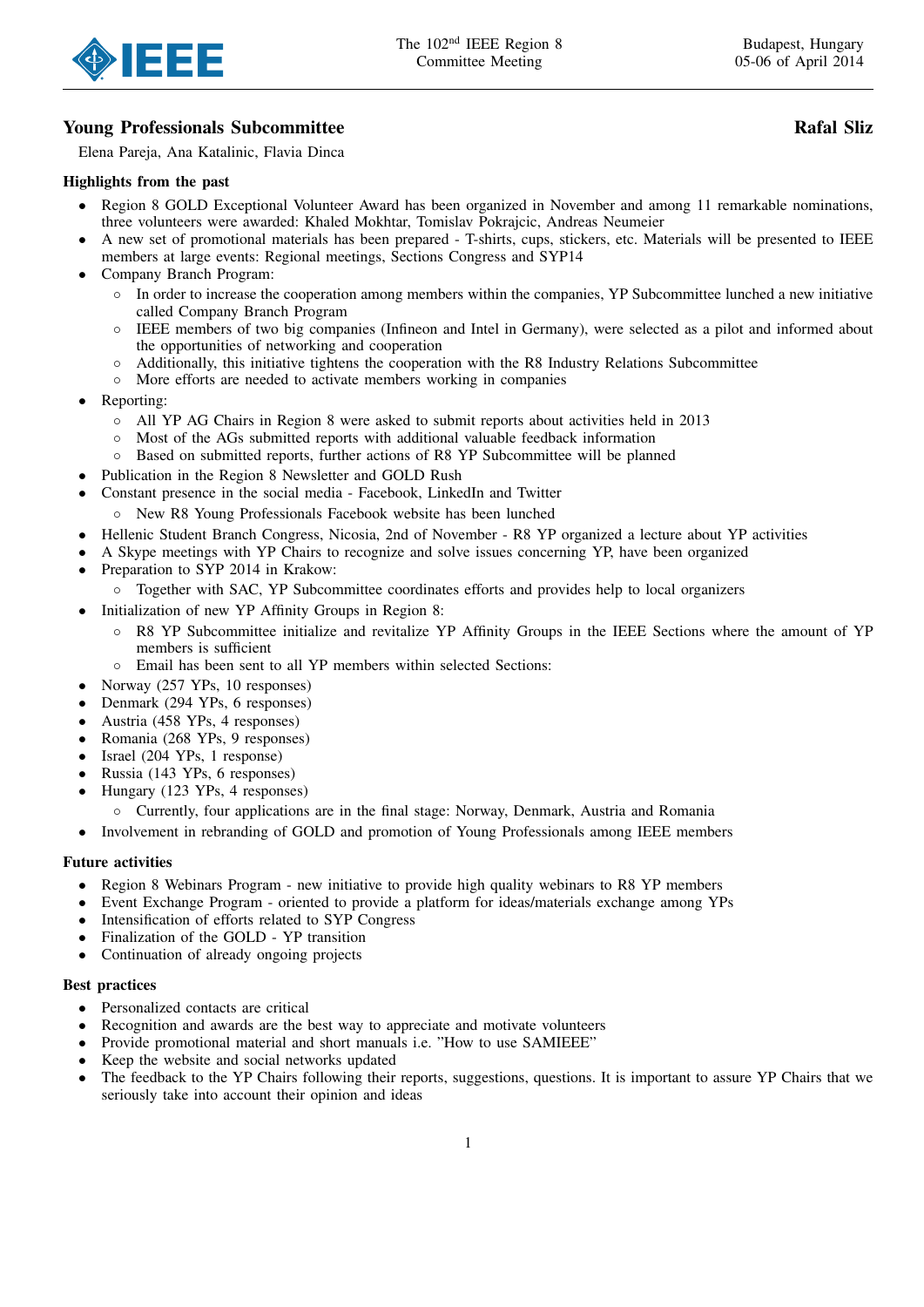## Young Professionals Subcommittee **Rafal Sliz**

Elena Pareja, Ana Katalinic, Flavia Dinca

### Highlights from the past

- Region 8 GOLD Exceptional Volunteer Award has been organized in November and among 11 remarkable nominations, three volunteers were awarded: Khaled Mokhtar, Tomislav Pokrajcic, Andreas Neumeier
- A new set of promotional materials has been prepared - T-shirts, cups, stickers, etc. Materials will be presented to IEEE members at large events: Regional meetings, Sections Congress and SYP14
- Company Branch Program:
  - In order to increase the cooperation among members within the companies, YP Subcommittee lunched a new initiative called Company Branch Program
  - IEEE members of two big companies (Infineon and Intel in Germany), were selected as a pilot and informed about the opportunities of networking and cooperation
  - Additionally, this initiative tightens the cooperation with the R8 Industry Relations Subcommittee
  - More efforts are needed to activate members working in companies
- Reporting:
  - All YP AG Chairs in Region 8 were asked to submit reports about activities held in 2013
  - Most of the AGs submitted reports with additional valuable feedback information
  - Based on submitted reports, further actions of R8 YP Subcommittee will be planned
- Publication in the Region 8 Newsletter and GOLD Rush
- Constant presence in the social media - Facebook, LinkedIn and Twitter
  - New R8 Young Professionals Facebook website has been lunched
- Hellenic Student Branch Congress, Nicosia, 2nd of November - R8 YP organized a lecture about YP activities
- A Skype meetings with YP Chairs to recognize and solve issues concerning YP, have been organized
- Preparation to SYP 2014 in Krakow:
  - Together with SAC, YP Subcommittee coordinates efforts and provides help to local organizers
- Initialization of new YP Affinity Groups in Region 8:
  - R8 YP Subcommittee initialize and revitalize YP Affinity Groups in the IEEE Sections where the amount of YP members is sufficient
  - Email has been sent to all YP members within selected Sections:
- Norway (257 YPs, 10 responses)
- Denmark (294 YPs, 6 responses)
- Austria (458 YPs, 4 responses)
- Romania (268 YPs, 9 responses)
- Israel (204 YPs, 1 response)
- Russia (143 YPs, 6 responses)
- Hungary (123 YPs, 4 responses)
  - Currently, four applications are in the final stage: Norway, Denmark, Austria and Romania
- Involvement in rebranding of GOLD and promotion of Young Professionals among IEEE members

### Future activities

- Region 8 Webinars Program - new initiative to provide high quality webinars to R8 YP members
- Event Exchange Program - oriented to provide a platform for ideas/materials exchange among YPs
- Intensification of efforts related to SYP Congress
- Finalization of the GOLD - YP transition
- Continuation of already ongoing projects

### Best practices

- Personalized contacts are critical
- Recognition and awards are the best way to appreciate and motivate volunteers
- Provide promotional material and short manuals i.e. "How to use SAMIEEE"
- Keep the website and social networks updated
- The feedback to the YP Chairs following their reports, suggestions, questions. It is important to assure YP Chairs that we seriously take into account their opinion and ideas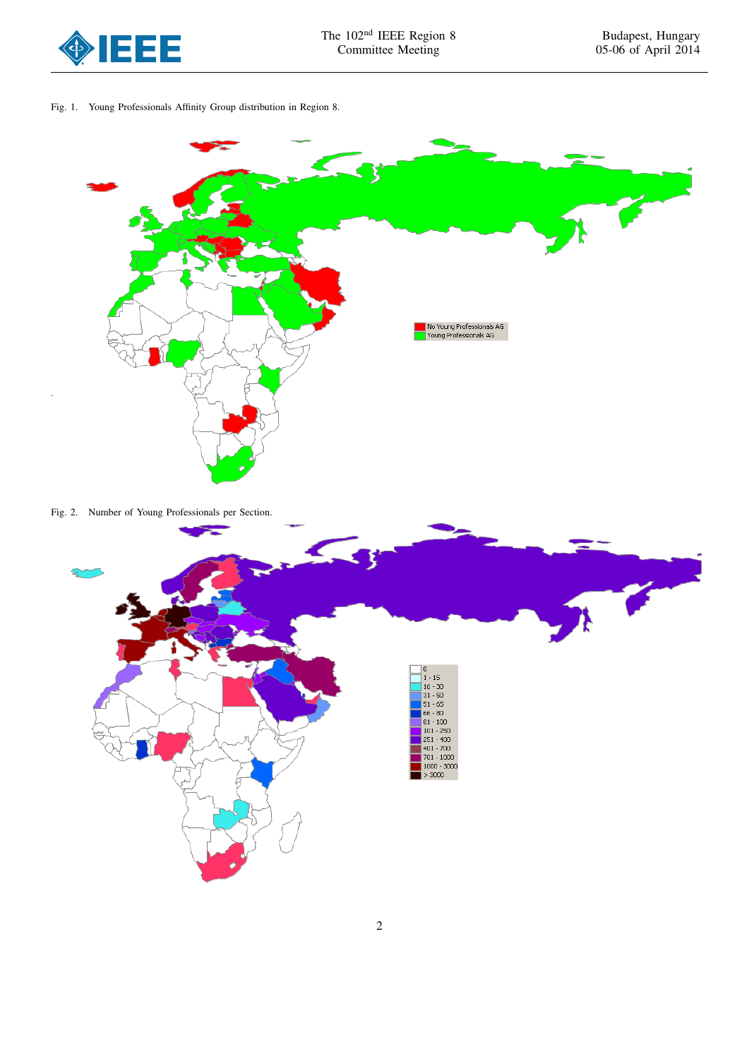Fig. 1. Young Professionals Affinity Group distribution in Region 8.

No Young Professionals AG
Young Professionals AG

Fig. 2. Number of Young Professionals per Section.

0
1 - 15
16 - 30
31 - 50
51 - 65
66 - 80
81 - 100
101 - 250
251 - 400
401 - 700
701 - 1000
1000 - 3000
> 3000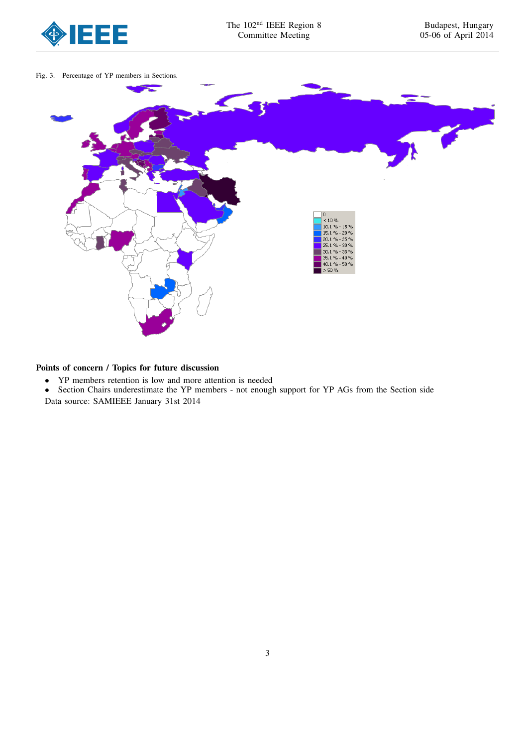Fig. 3. Percentage of YP members in Sections.

0
< 10 %
10.1 % - 15 %
15.1 % - 20 %
20.1 % - 25 %
25.1 % - 30 %
30.1 % - 35 %
35.1 % - 40 %
40.1 % - 50 %
> 50 %

**Points of concern / Topics for future discussion**

- YP members retention is low and more attention is needed
- Section Chairs underestimate the YP members - not enough support for YP AGs from the Section side

Data source: SAMIEEE January 31st 2014